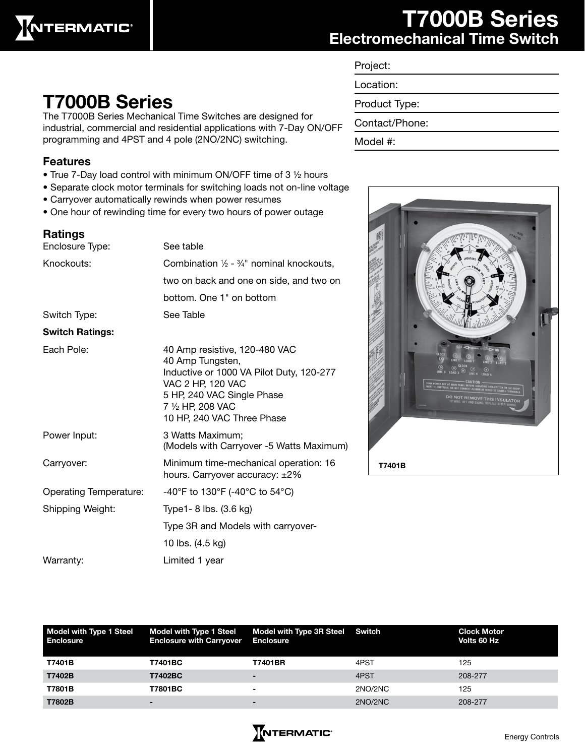# T7000B Series
## Electromechanical Time Switch

Project:

Location:

Product Type:

Contact/Phone:

Model #:

## T7000B Series

The T7000B Series Mechanical Time Switches are designed for industrial, commercial and residential applications with 7-Day ON/OFF programming and 4PST and 4 pole (2NO/2NC) switching.

### Features

- True 7-Day load control with minimum ON/OFF time of 3 ½ hours
- Separate clock motor terminals for switching loads not on-line voltage
- Carryover automatically rewinds when power resumes
- One hour of rewinding time for every two hours of power outage

### Ratings

| | |
|---|---|
| Enclosure Type: | See table |
| Knockouts: | Combination ½ - ¾" nominal knockouts, two on back and one on side, and two on bottom. One 1" on bottom |
| Switch Type: | See Table |
| **Switch Ratings:** | |
| Each Pole: | 40 Amp resistive, 120-480 VAC<br>40 Amp Tungsten,<br>Inductive or 1000 VA Pilot Duty, 120-277 VAC 2 HP, 120 VAC<br>5 HP, 240 VAC Single Phase<br>7 ½ HP, 208 VAC<br>10 HP, 240 VAC Three Phase |
| Power Input: | 3 Watts Maximum;<br>(Models with Carryover -5 Watts Maximum) |
| Carryover: | Minimum time-mechanical operation: 16 hours. Carryover accuracy: ±2% |
| Operating Temperature: | -40°F to 130°F (-40°C to 54°C) |
| Shipping Weight: | Type1- 8 lbs. (3.6 kg)<br>Type 3R and Models with carryover- 10 lbs. (4.5 kg) |
| Warranty: | Limited 1 year |

T7401B

| Model with Type 1 Steel Enclosure | Model with Type 1 Steel Enclosure with Carryover | Model with Type 3R Steel Enclosure | Switch | Clock Motor Volts 60 Hz |
|---|---|---|---|---|
| **T7401B** | **T7401BC** | **T7401BR** | 4PST | 125 |
| **T7402B** | **T7402BC** | **-** | 4PST | 208-277 |
| **T7801B** | **T7801BC** | **-** | 2NO/2NC | 125 |
| **T7802B** | **-** | **-** | 2NO/2NC | 208-277 |

Energy Controls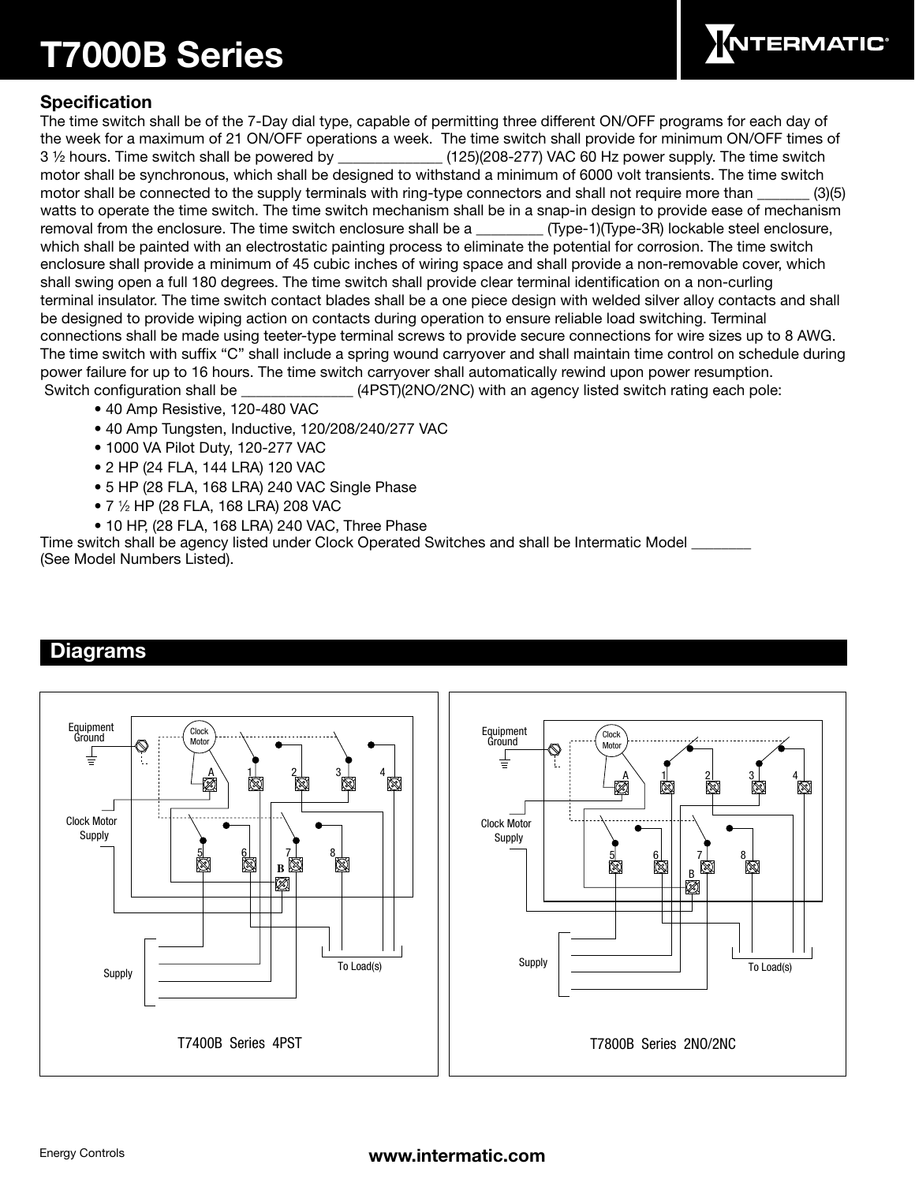# T7000B Series

## Specification

The time switch shall be of the 7-Day dial type, capable of permitting three different ON/OFF programs for each day of the week for a maximum of 21 ON/OFF operations a week. The time switch shall provide for minimum ON/OFF times of 3 ½ hours. Time switch shall be powered by _____________ (125)(208-277) VAC 60 Hz power supply. The time switch motor shall be synchronous, which shall be designed to withstand a minimum of 6000 volt transients. The time switch motor shall be connected to the supply terminals with ring-type connectors and shall not require more than _______ (3)(5) watts to operate the time switch. The time switch mechanism shall be in a snap-in design to provide ease of mechanism removal from the enclosure. The time switch enclosure shall be a ________ (Type-1)(Type-3R) lockable steel enclosure, which shall be painted with an electrostatic painting process to eliminate the potential for corrosion. The time switch enclosure shall provide a minimum of 45 cubic inches of wiring space and shall provide a non-removable cover, which shall swing open a full 180 degrees. The time switch shall provide clear terminal identification on a non-curling terminal insulator. The time switch contact blades shall be a one piece design with welded silver alloy contacts and shall be designed to provide wiping action on contacts during operation to ensure reliable load switching. Terminal connections shall be made using teeter-type terminal screws to provide secure connections for wire sizes up to 8 AWG. The time switch with suffix "C" shall include a spring wound carryover and shall maintain time control on schedule during power failure for up to 16 hours. The time switch carryover shall automatically rewind upon power resumption.

Switch configuration shall be ______________ (4PST)(2NO/2NC) with an agency listed switch rating each pole:

- 40 Amp Resistive, 120-480 VAC
- 40 Amp Tungsten, Inductive, 120/208/240/277 VAC
- 1000 VA Pilot Duty, 120-277 VAC
- 2 HP (24 FLA, 144 LRA) 120 VAC
- 5 HP (28 FLA, 168 LRA) 240 VAC Single Phase
- 7 ½ HP (28 FLA, 168 LRA) 208 VAC
- 10 HP, (28 FLA, 168 LRA) 240 VAC, Three Phase

Time switch shall be agency listed under Clock Operated Switches and shall be Intermatic Model ________ (See Model Numbers Listed).

## Diagrams

Equipment Ground
Clock Motor
A 1 2 3 4
5 6 7 8
B
Clock Motor Supply
Supply
To Load(s)

T7400B Series 4PST

Equipment Ground
Clock Motor
A 1 2 3 4
5 6 7 8
B
Clock Motor Supply
Supply
To Load(s)

T7800B Series 2NO/2NC

Energy Controls

www.intermatic.com